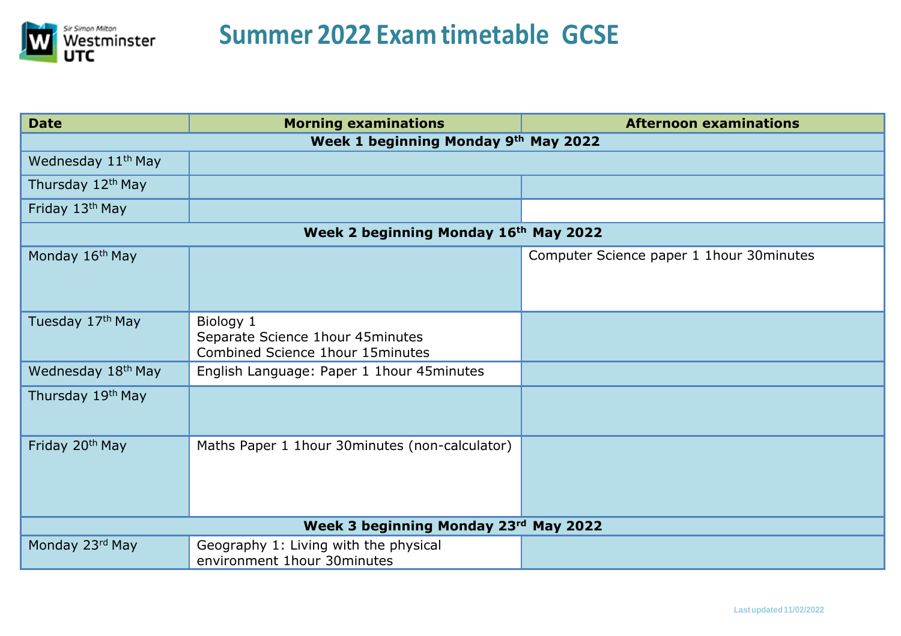# Summer 2022 Exam timetable GCSE

| Date | Morning examinations | Afternoon examinations |
|---|---|---|
| **Week 1 beginning Monday 9th May 2022** | | |
| Wednesday 11th May | | |
| Thursday 12th May | | |
| Friday 13th May | | |
| **Week 2 beginning Monday 16th May 2022** | | |
| Monday 16th May | | Computer Science paper 1 1hour 30minutes |
| Tuesday 17th May | Biology 1<br>Separate Science 1hour 45minutes<br>Combined Science 1hour 15minutes | |
| Wednesday 18th May | English Language: Paper 1 1hour 45minutes | |
| Thursday 19th May | | |
| Friday 20th May | Maths Paper 1 1hour 30minutes (non-calculator) | |
| **Week 3 beginning Monday 23rd May 2022** | | |
| Monday 23rd May | Geography 1: Living with the physical environment 1hour 30minutes | |

Last updated 11/02/2022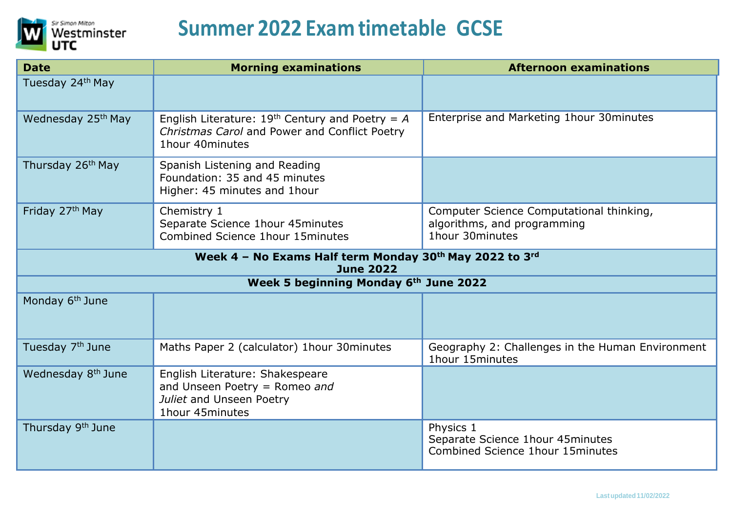# Summer 2022 Exam timetable GCSE

| Date | Morning examinations | Afternoon examinations |
|---|---|---|
| Tuesday 24th May | | |
| Wednesday 25th May | English Literature: 19th Century and Poetry = *A Christmas Carol* and Power and Conflict Poetry 1hour 40minutes | Enterprise and Marketing 1hour 30minutes |
| Thursday 26th May | Spanish Listening and Reading<br>Foundation: 35 and 45 minutes<br>Higher: 45 minutes and 1hour | |
| Friday 27th May | Chemistry 1<br>Separate Science 1hour 45minutes<br>Combined Science 1hour 15minutes | Computer Science Computational thinking, algorithms, and programming<br>1hour 30minutes |
| **Week 4 – No Exams Half term Monday 30th May 2022 to 3rd June 2022** | | |
| **Week 5 beginning Monday 6th June 2022** | | |
| Monday 6th June | | |
| Tuesday 7th June | Maths Paper 2 (calculator) 1hour 30minutes | Geography 2: Challenges in the Human Environment 1hour 15minutes |
| Wednesday 8th June | English Literature: Shakespeare and Unseen Poetry = Romeo *and Juliet* and Unseen Poetry<br>1hour 45minutes | |
| Thursday 9th June | | Physics 1<br>Separate Science 1hour 45minutes<br>Combined Science 1hour 15minutes |

Last updated 11/02/2022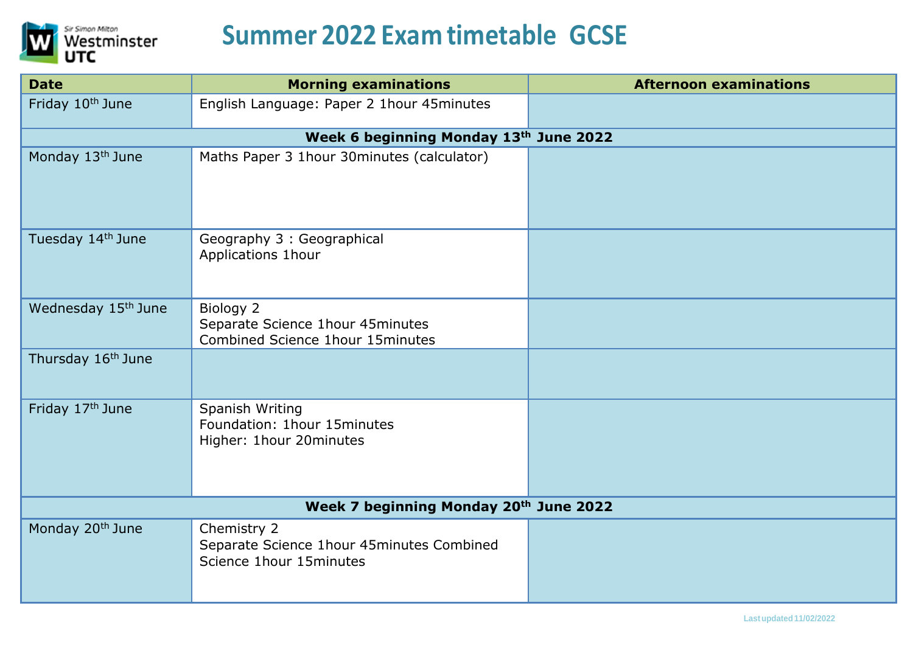# Summer 2022 Exam timetable GCSE

| Date | Morning examinations | Afternoon examinations |
|---|---|---|
| Friday 10th June | English Language: Paper 2 1hour 45minutes | |
| **Week 6 beginning Monday 13th June 2022** | | |
| Monday 13th June | Maths Paper 3 1hour 30minutes (calculator) | |
| Tuesday 14th June | Geography 3 : Geographical Applications 1hour | |
| Wednesday 15th June | Biology 2<br>Separate Science 1hour 45minutes<br>Combined Science 1hour 15minutes | |
| Thursday 16th June | | |
| Friday 17th June | Spanish Writing<br>Foundation: 1hour 15minutes<br>Higher: 1hour 20minutes | |
| **Week 7 beginning Monday 20th June 2022** | | |
| Monday 20th June | Chemistry 2<br>Separate Science 1hour 45minutes Combined Science 1hour 15minutes | |

Last updated 11/02/2022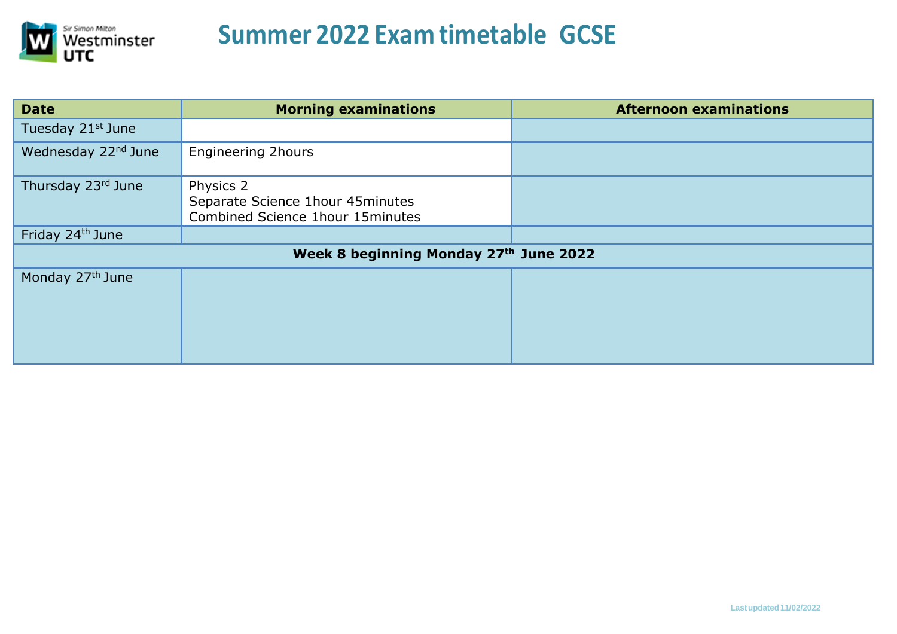# Summer 2022 Exam timetable GCSE

| Date | Morning examinations | Afternoon examinations |
| --- | --- | --- |
| Tuesday 21st June | | |
| Wednesday 22nd June | Engineering 2hours | |
| Thursday 23rd June | Physics 2<br>Separate Science 1hour 45minutes<br>Combined Science 1hour 15minutes | |
| Friday 24th June | | |
| **Week 8 beginning Monday 27th June 2022** | | |
| Monday 27th June | | |

Last updated 11/02/2022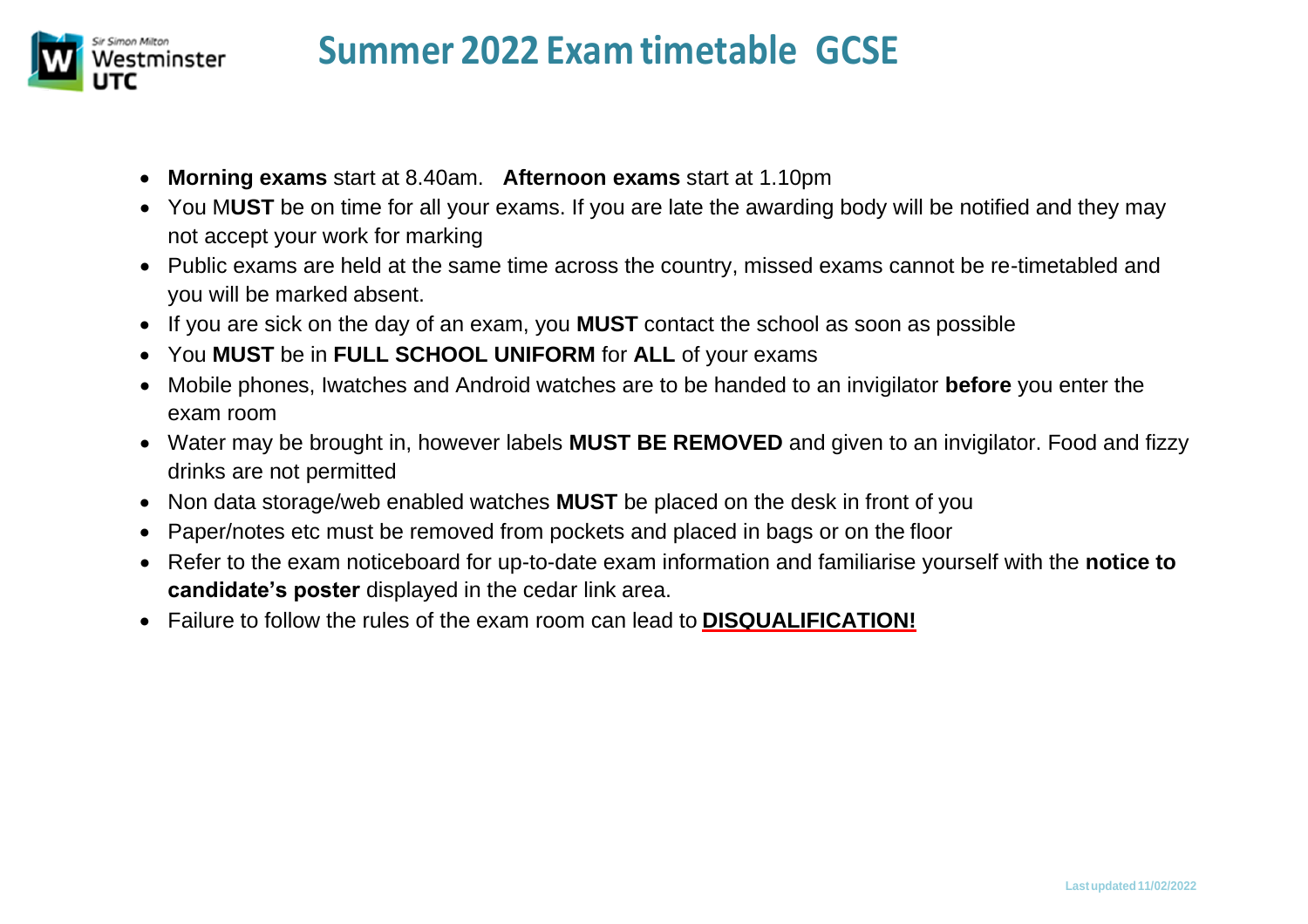# Summer 2022 Exam timetable GCSE

- **Morning exams** start at 8.40am. **Afternoon exams** start at 1.10pm
- You M**UST** be on time for all your exams. If you are late the awarding body will be notified and they may not accept your work for marking
- Public exams are held at the same time across the country, missed exams cannot be re-timetabled and you will be marked absent.
- If you are sick on the day of an exam, you **MUST** contact the school as soon as possible
- You **MUST** be in **FULL SCHOOL UNIFORM** for **ALL** of your exams
- Mobile phones, Iwatches and Android watches are to be handed to an invigilator **before** you enter the exam room
- Water may be brought in, however labels **MUST BE REMOVED** and given to an invigilator. Food and fizzy drinks are not permitted
- Non data storage/web enabled watches **MUST** be placed on the desk in front of you
- Paper/notes etc must be removed from pockets and placed in bags or on the floor
- Refer to the exam noticeboard for up-to-date exam information and familiarise yourself with the **notice to candidate's poster** displayed in the cedar link area.
- Failure to follow the rules of the exam room can lead to **DISQUALIFICATION!**

Last updated 11/02/2022